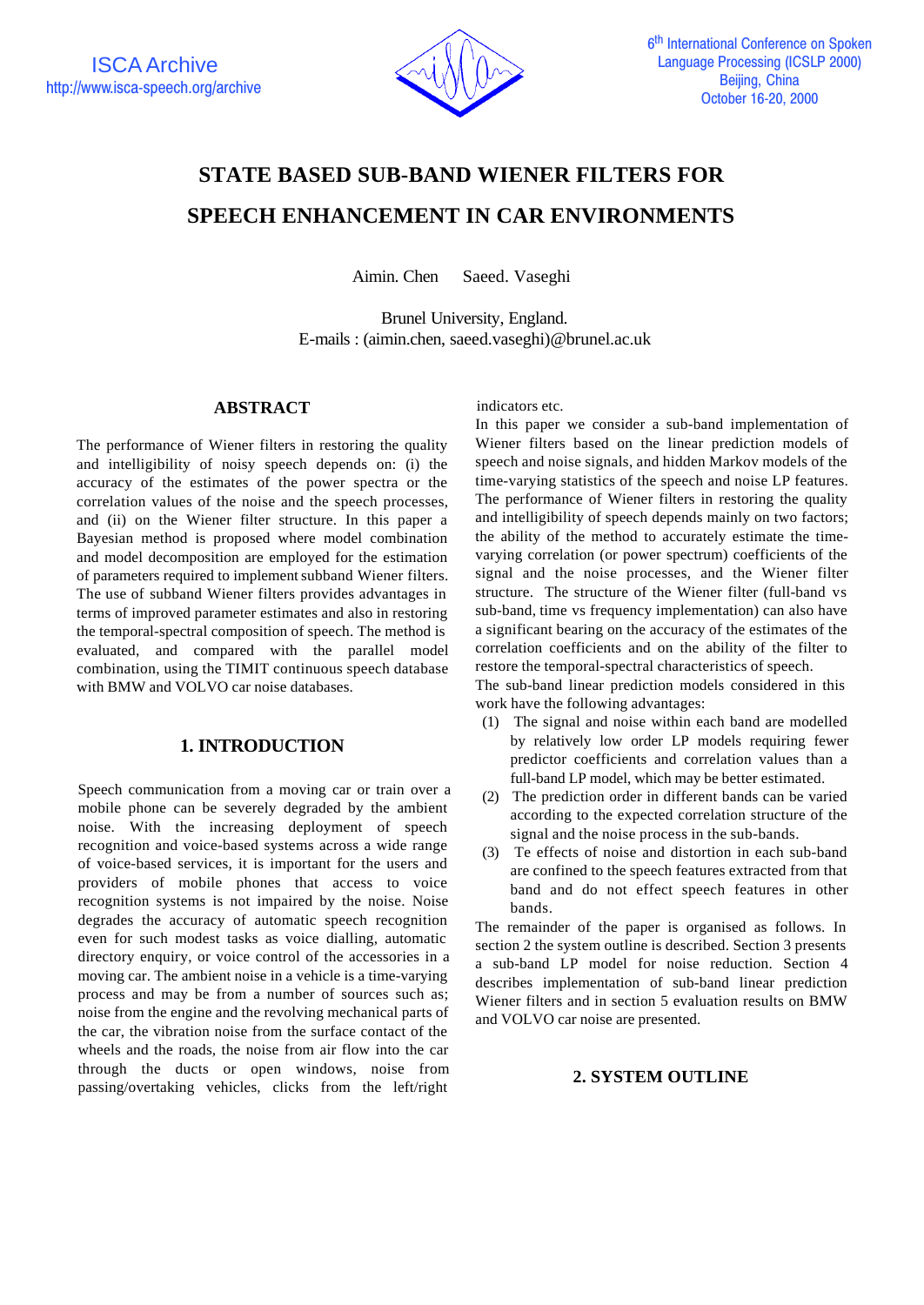# STATE BASED SUB-BAND WIENER FILTERS FOR SPEECH ENHANCEMENT IN CAR ENVIRONMENTS

Aimin. Chen Saeed. Vaseghi

Brunel University, England.
E-mails : (aimin.chen, saeed.vaseghi)@brunel.ac.uk

## ABSTRACT

The performance of Wiener filters in restoring the quality and intelligibility of noisy speech depends on: (i) the accuracy of the estimates of the power spectra or the correlation values of the noise and the speech processes, and (ii) on the Wiener filter structure. In this paper a Bayesian method is proposed where model combination and model decomposition are employed for the estimation of parameters required to implement subband Wiener filters. The use of subband Wiener filters provides advantages in terms of improved parameter estimates and also in restoring the temporal-spectral composition of speech. The method is evaluated, and compared with the parallel model combination, using the TIMIT continuous speech database with BMW and VOLVO car noise databases.

## 1. INTRODUCTION

Speech communication from a moving car or train over a mobile phone can be severely degraded by the ambient noise. With the increasing deployment of speech recognition and voice-based systems across a wide range of voice-based services, it is important for the users and providers of mobile phones that access to voice recognition systems is not impaired by the noise. Noise degrades the accuracy of automatic speech recognition even for such modest tasks as voice dialling, automatic directory enquiry, or voice control of the accessories in a moving car. The ambient noise in a vehicle is a time-varying process and may be from a number of sources such as; noise from the engine and the revolving mechanical parts of the car, the vibration noise from the surface contact of the wheels and the roads, the noise from air flow into the car through the ducts or open windows, noise from passing/overtaking vehicles, clicks from the left/right indicators etc.

In this paper we consider a sub-band implementation of Wiener filters based on the linear prediction models of speech and noise signals, and hidden Markov models of the time-varying statistics of the speech and noise LP features. The performance of Wiener filters in restoring the quality and intelligibility of speech depends mainly on two factors; the ability of the method to accurately estimate the time-varying correlation (or power spectrum) coefficients of the signal and the noise processes, and the Wiener filter structure. The structure of the Wiener filter (full-band vs sub-band, time vs frequency implementation) can also have a significant bearing on the accuracy of the estimates of the correlation coefficients and on the ability of the filter to restore the temporal-spectral characteristics of speech.

The sub-band linear prediction models considered in this work have the following advantages:

1. The signal and noise within each band are modelled by relatively low order LP models requiring fewer predictor coefficients and correlation values than a full-band LP model, which may be better estimated.
2. The prediction order in different bands can be varied according to the expected correlation structure of the signal and the noise process in the sub-bands.
3. Te effects of noise and distortion in each sub-band are confined to the speech features extracted from that band and do not effect speech features in other bands.

The remainder of the paper is organised as follows. In section 2 the system outline is described. Section 3 presents a sub-band LP model for noise reduction. Section 4 describes implementation of sub-band linear prediction Wiener filters and in section 5 evaluation results on BMW and VOLVO car noise are presented.

## 2. SYSTEM OUTLINE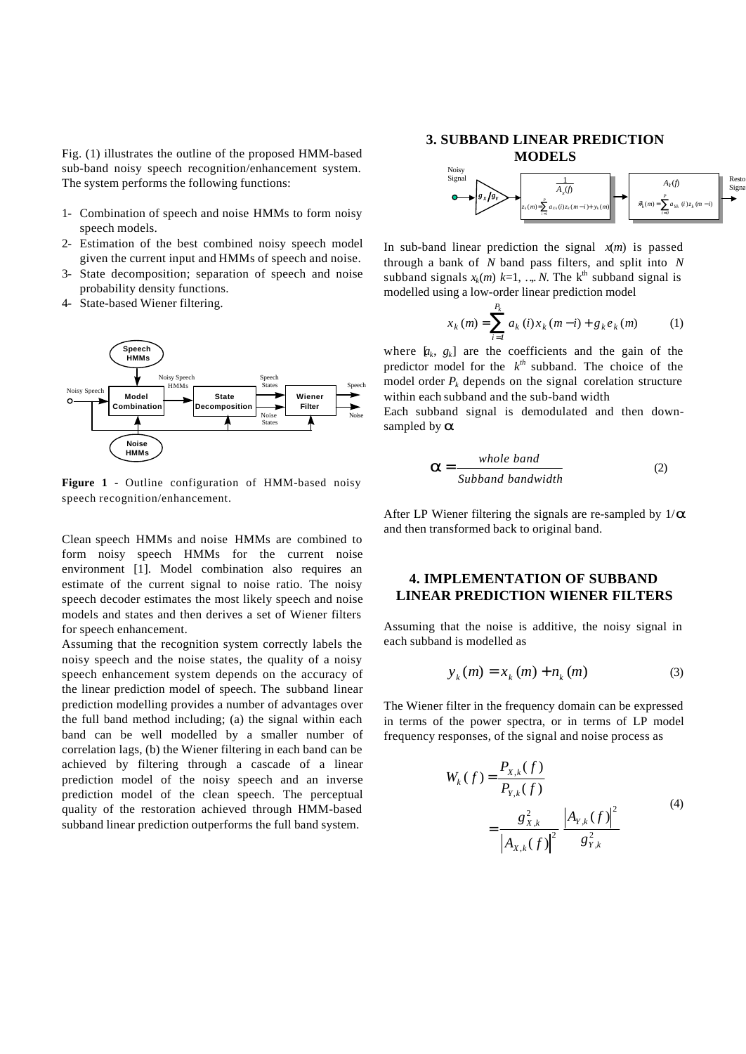Fig. (1) illustrates the outline of the proposed HMM-based sub-band noisy speech recognition/enhancement system. The system performs the following functions:

1- Combination of speech and noise HMMs to form noisy speech models.
2- Estimation of the best combined noisy speech model given the current input and HMMs of speech and noise.
3- State decomposition; separation of speech and noise probability density functions.
4- State-based Wiener filtering.

**Figure 1** - Outline configuration of HMM-based noisy speech recognition/enhancement.

Clean speech HMMs and noise HMMs are combined to form noisy speech HMMs for the current noise environment [1]. Model combination also requires an estimate of the current signal to noise ratio. The noisy speech decoder estimates the most likely speech and noise models and states and then derives a set of Wiener filters for speech enhancement.

Assuming that the recognition system correctly labels the noisy speech and the noise states, the quality of a noisy speech enhancement system depends on the accuracy of the linear prediction model of speech. The subband linear prediction modelling provides a number of advantages over the full band method including; (a) the signal within each band can be well modelled by a smaller number of correlation lags, (b) the Wiener filtering in each band can be achieved by filtering through a cascade of a linear prediction model of the noisy speech and an inverse prediction model of the clean speech. The perceptual quality of the restoration achieved through HMM-based subband linear prediction outperforms the full band system.

## 3. SUBBAND LINEAR PREDICTION MODELS

In sub-band linear prediction the signal $x(m)$ is passed through a bank of $N$ band pass filters, and split into $N$ subband signals $x_k(m)$ $k$=1, ..., $N$. The $k^{th}$ subband signal is modelled using a low-order linear prediction model

$$x_k(m) = \sum_{i=1}^{P_k} a_k(i) x_k(m-i) + g_k e_k(m) \qquad (1)$$

where $[a_k, g_k]$ are the coefficients and the gain of the predictor model for the $k^{th}$ subband. The choice of the model order $P_k$ depends on the signal corelation structure within each subband and the sub-band width

Each subband signal is demodulated and then down-sampled by $\alpha$

$$\alpha = \frac{whole\ band}{Subband\ bandwidth} \qquad (2)$$

After LP Wiener filtering the signals are re-sampled by $1/\alpha$ and then transformed back to original band.

## 4. IMPLEMENTATION OF SUBBAND LINEAR PREDICTION WIENER FILTERS

Assuming that the noise is additive, the noisy signal in each subband is modelled as

$$y_k(m) = x_k(m) + n_k(m) \qquad (3)$$

The Wiener filter in the frequency domain can be expressed in terms of the power spectra, or in terms of LP model frequency responses, of the signal and noise process as

$$\begin{aligned} W_k(f) &= \frac{P_{X,k}(f)}{P_{Y,k}(f)} \\ &= \frac{g_{X,k}^2}{\left|A_{X,k}(f)\right|^2} \frac{\left|A_{Y,k}(f)\right|^2}{g_{Y,k}^2} \end{aligned} \qquad (4)$$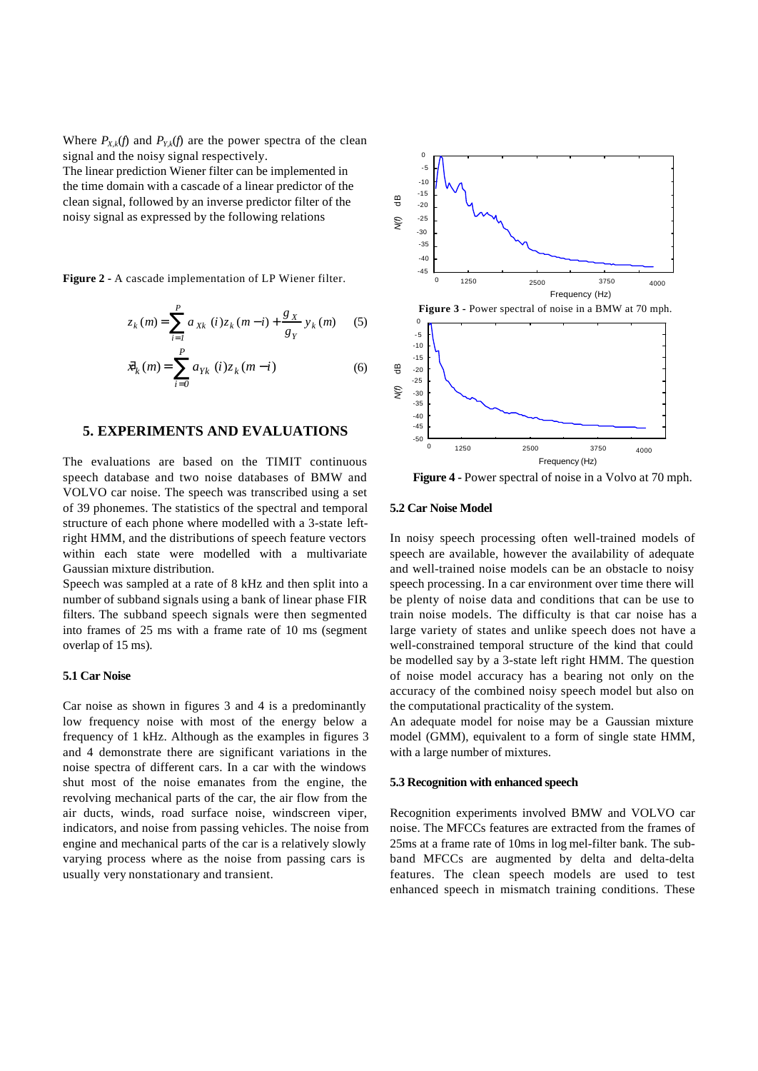Where $P_{X,k}(f)$ and $P_{Y,k}(f)$ are the power spectra of the clean signal and the noisy signal respectively.

The linear prediction Wiener filter can be implemented in the time domain with a cascade of a linear predictor of the clean signal, followed by an inverse predictor filter of the noisy signal as expressed by the following relations

**Figure 2** - A cascade implementation of LP Wiener filter.

$$z_k(m) = \sum_{i=1}^{P} a_{Xk}(i) z_k(m-i) + \frac{g_X}{g_Y} y_k(m) \quad (5)$$

$$\hat{x}_k(m) = \sum_{i=0}^{P} a_{Yk}(i) z_k(m-i) \quad (6)$$

## 5. EXPERIMENTS AND EVALUATIONS

The evaluations are based on the TIMIT continuous speech database and two noise databases of BMW and VOLVO car noise. The speech was transcribed using a set of 39 phonemes. The statistics of the spectral and temporal structure of each phone where modelled with a 3-state left-right HMM, and the distributions of speech feature vectors within each state were modelled with a multivariate Gaussian mixture distribution.

Speech was sampled at a rate of 8 kHz and then split into a number of subband signals using a bank of linear phase FIR filters. The subband speech signals were then segmented into frames of 25 ms with a frame rate of 10 ms (segment overlap of 15 ms).

### 5.1 Car Noise

Car noise as shown in figures 3 and 4 is a predominantly low frequency noise with most of the energy below a frequency of 1 kHz. Although as the examples in figures 3 and 4 demonstrate there are significant variations in the noise spectra of different cars. In a car with the windows shut most of the noise emanates from the engine, the revolving mechanical parts of the car, the air flow from the air ducts, winds, road surface noise, windscreen viper, indicators, and noise from passing vehicles. The noise from engine and mechanical parts of the car is a relatively slowly varying process where as the noise from passing cars is usually very nonstationary and transient.

**Figure 3** - Power spectral of noise in a BMW at 70 mph.

**Figure 4** - Power spectral of noise in a Volvo at 70 mph.

### 5.2 Car Noise Model

In noisy speech processing often well-trained models of speech are available, however the availability of adequate and well-trained noise models can be an obstacle to noisy speech processing. In a car environment over time there will be plenty of noise data and conditions that can be use to train noise models. The difficulty is that car noise has a large variety of states and unlike speech does not have a well-constrained temporal structure of the kind that could be modelled say by a 3-state left right HMM. The question of noise model accuracy has a bearing not only on the accuracy of the combined noisy speech model but also on the computational practicality of the system.

An adequate model for noise may be a Gaussian mixture model (GMM), equivalent to a form of single state HMM, with a large number of mixtures.

### 5.3 Recognition with enhanced speech

Recognition experiments involved BMW and VOLVO car noise. The MFCCs features are extracted from the frames of 25ms at a frame rate of 10ms in log mel-filter bank. The sub-band MFCCs are augmented by delta and delta-delta features. The clean speech models are used to test enhanced speech in mismatch training conditions. These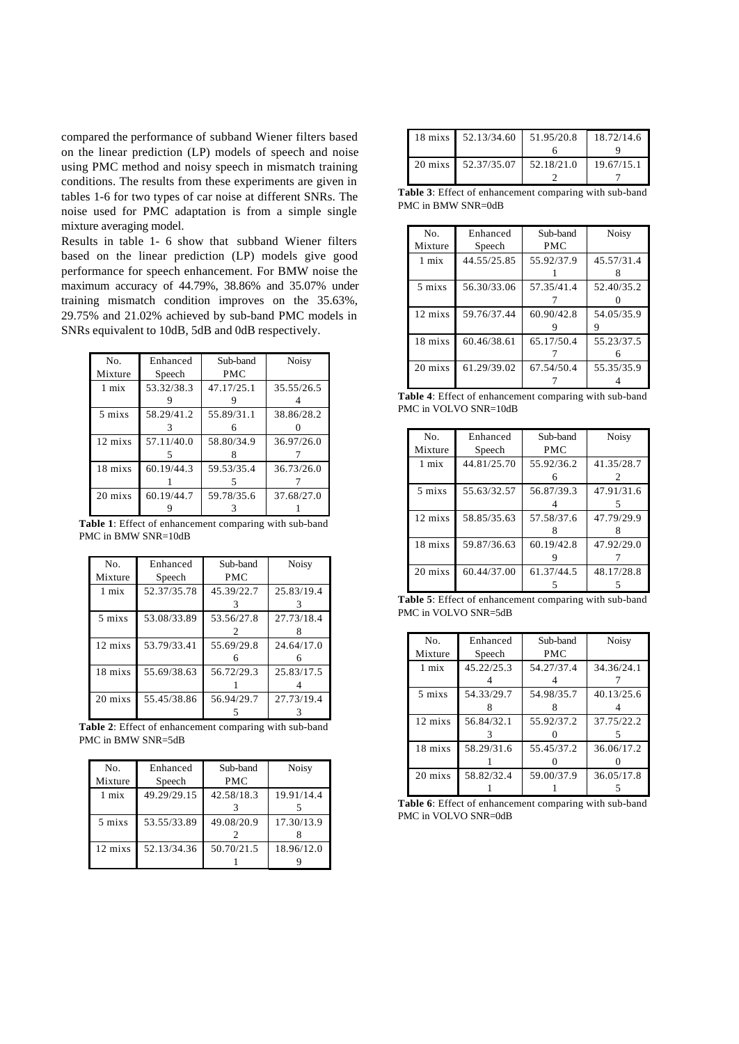compared the performance of subband Wiener filters based on the linear prediction (LP) models of speech and noise using PMC method and noisy speech in mismatch training conditions. The results from these experiments are given in tables 1-6 for two types of car noise at different SNRs. The noise used for PMC adaptation is from a simple single mixture averaging model.

Results in table 1- 6 show that subband Wiener filters based on the linear prediction (LP) models give good performance for speech enhancement. For BMW noise the maximum accuracy of 44.79%, 38.86% and 35.07% under training mismatch condition improves on the 35.63%, 29.75% and 21.02% achieved by sub-band PMC models in SNRs equivalent to 10dB, 5dB and 0dB respectively.

| No. Mixture | Enhanced Speech | Sub-band PMC | Noisy |
|---|---|---|---|
| 1 mix | 53.32/38.39 | 47.17/25.19 | 35.55/26.54 |
| 5 mixs | 58.29/41.23 | 55.89/31.16 | 38.86/28.20 |
| 12 mixs | 57.11/40.05 | 58.80/34.98 | 36.97/26.07 |
| 18 mixs | 60.19/44.31 | 59.53/35.45 | 36.73/26.07 |
| 20 mixs | 60.19/44.79 | 59.78/35.63 | 37.68/27.01 |

**Table 1**: Effect of enhancement comparing with sub-band PMC in BMW SNR=10dB

| No. Mixture | Enhanced Speech | Sub-band PMC | Noisy |
|---|---|---|---|
| 1 mix | 52.37/35.78 | 45.39/22.73 | 25.83/19.43 |
| 5 mixs | 53.08/33.89 | 53.56/27.82 | 27.73/18.48 |
| 12 mixs | 53.79/33.41 | 55.69/29.86 | 24.64/17.06 |
| 18 mixs | 55.69/38.63 | 56.72/29.31 | 25.83/17.54 |
| 20 mixs | 55.45/38.86 | 56.94/29.75 | 27.73/19.43 |

**Table 2**: Effect of enhancement comparing with sub-band PMC in BMW SNR=5dB

| No. Mixture | Enhanced Speech | Sub-band PMC | Noisy |
|---|---|---|---|
| 1 mix | 49.29/29.15 | 42.58/18.33 | 19.91/14.45 |
| 5 mixs | 53.55/33.89 | 49.08/20.92 | 17.30/13.98 |
| 12 mixs | 52.13/34.36 | 50.70/21.51 | 18.96/12.09 |
| 18 mixs | 52.13/34.60 | 51.95/20.86 | 18.72/14.69 |
| 20 mixs | 52.37/35.07 | 52.18/21.02 | 19.67/15.17 |

**Table 3**: Effect of enhancement comparing with sub-band PMC in BMW SNR=0dB

| No. Mixture | Enhanced Speech | Sub-band PMC | Noisy |
|---|---|---|---|
| 1 mix | 44.55/25.85 | 55.92/37.91 | 45.57/31.48 |
| 5 mixs | 56.30/33.06 | 57.35/41.47 | 52.40/35.20 |
| 12 mixs | 59.76/37.44 | 60.90/42.89 | 54.05/35.99 |
| 18 mixs | 60.46/38.61 | 65.17/50.47 | 55.23/37.56 |
| 20 mixs | 61.29/39.02 | 67.54/50.47 | 55.35/35.94 |

**Table 4**: Effect of enhancement comparing with sub-band PMC in VOLVO SNR=10dB

| No. Mixture | Enhanced Speech | Sub-band PMC | Noisy |
|---|---|---|---|
| 1 mix | 44.81/25.70 | 55.92/36.26 | 41.35/28.72 |
| 5 mixs | 55.63/32.57 | 56.87/39.34 | 47.91/31.65 |
| 12 mixs | 58.85/35.63 | 57.58/37.68 | 47.79/29.98 |
| 18 mixs | 59.87/36.63 | 60.19/42.89 | 47.92/29.07 |
| 20 mixs | 60.44/37.00 | 61.37/44.55 | 48.17/28.85 |

**Table 5**: Effect of enhancement comparing with sub-band PMC in VOLVO SNR=5dB

| No. Mixture | Enhanced Speech | Sub-band PMC | Noisy |
|---|---|---|---|
| 1 mix | 45.22/25.34 | 54.27/37.44 | 34.36/24.17 |
| 5 mixs | 54.33/29.78 | 54.98/35.78 | 40.13/25.64 |
| 12 mixs | 56.84/32.13 | 55.92/37.20 | 37.75/22.25 |
| 18 mixs | 58.29/31.61 | 55.45/37.20 | 36.06/17.20 |
| 20 mixs | 58.82/32.41 | 59.00/37.91 | 36.05/17.85 |

**Table 6**: Effect of enhancement comparing with sub-band PMC in VOLVO SNR=0dB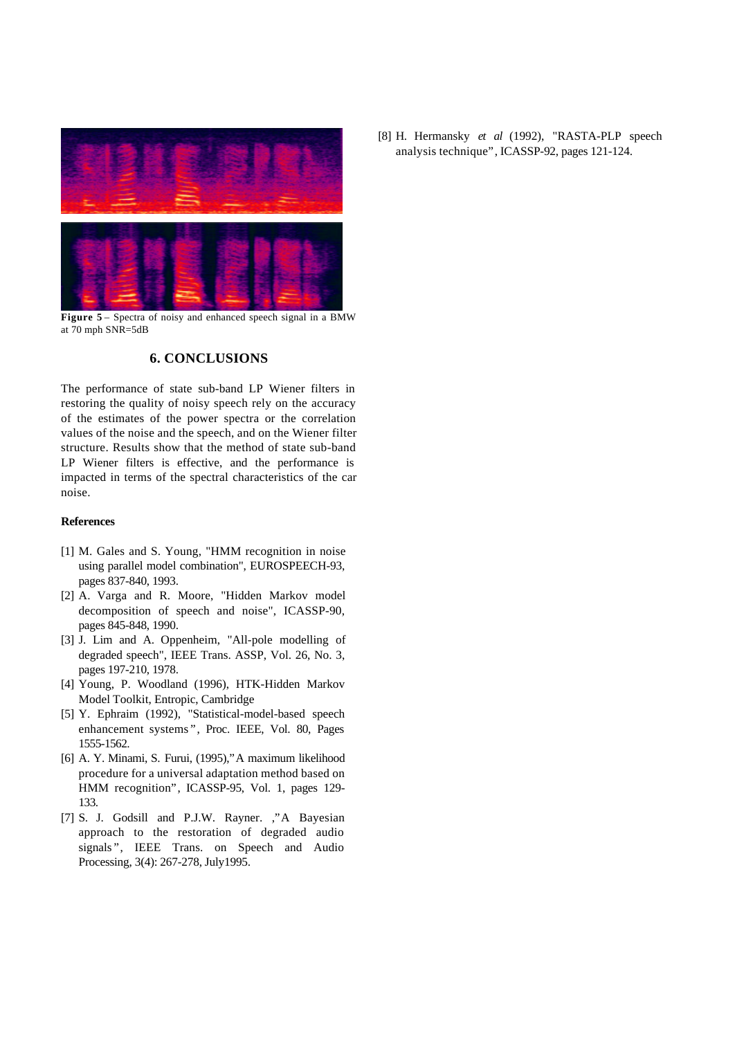**Figure 5** – Spectra of noisy and enhanced speech signal in a BMW at 70 mph SNR=5dB

## 6. CONCLUSIONS

The performance of state sub-band LP Wiener filters in restoring the quality of noisy speech rely on the accuracy of the estimates of the power spectra or the correlation values of the noise and the speech, and on the Wiener filter structure. Results show that the method of state sub-band LP Wiener filters is effective, and the performance is impacted in terms of the spectral characteristics of the car noise.

### References

[1] M. Gales and S. Young, "HMM recognition in noise using parallel model combination", EUROSPEECH-93, pages 837-840, 1993.

[2] A. Varga and R. Moore, "Hidden Markov model decomposition of speech and noise", ICASSP-90, pages 845-848, 1990.

[3] J. Lim and A. Oppenheim, "All-pole modelling of degraded speech", IEEE Trans. ASSP, Vol. 26, No. 3, pages 197-210, 1978.

[4] Young, P. Woodland (1996), HTK-Hidden Markov Model Toolkit, Entropic, Cambridge

[5] Y. Ephraim (1992), "Statistical-model-based speech enhancement systems", Proc. IEEE, Vol. 80, Pages 1555-1562.

[6] A. Y. Minami, S. Furui, (1995),"A maximum likelihood procedure for a universal adaptation method based on HMM recognition", ICASSP-95, Vol. 1, pages 129-133.

[7] S. J. Godsill and P.J.W. Rayner. ,"A Bayesian approach to the restoration of degraded audio signals", IEEE Trans. on Speech and Audio Processing, 3(4): 267-278, July1995.

[8] H. Hermansky *et al* (1992), "RASTA-PLP speech analysis technique", ICASSP-92, pages 121-124.